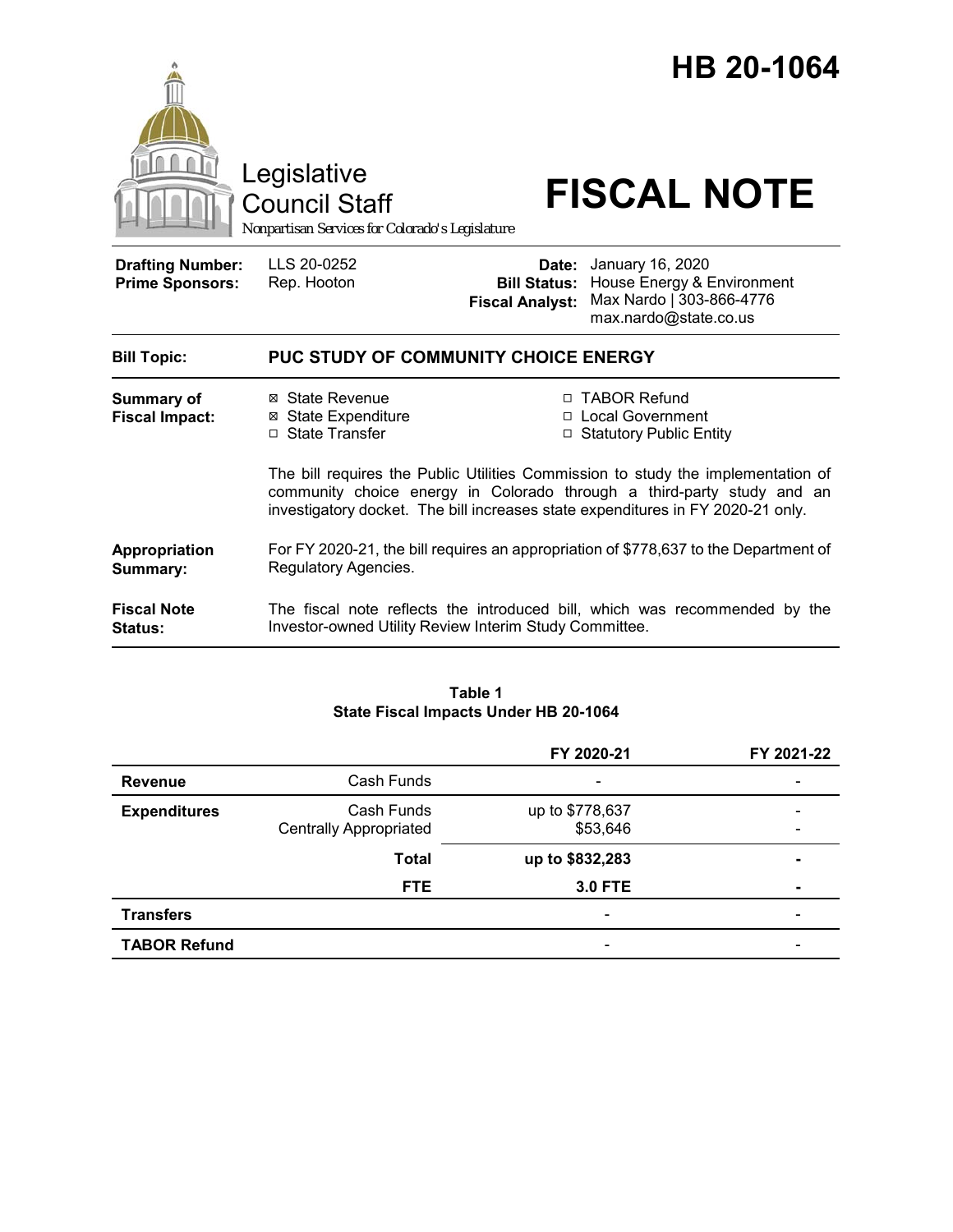# HB 20-1064

Legislative Council Staff

Nonpartisan Services for Colorado's Legislature

# FISCAL NOTE

| | | | |
|---|---|---|---|
| **Drafting Number:** | LLS 20-0252 | **Date:** | January 16, 2020 |
| **Prime Sponsors:** | Rep. Hooton | **Bill Status:** | House Energy & Environment |
| | | **Fiscal Analyst:** | Max Nardo \| 303-866-4776 max.nardo@state.co.us |

**Bill Topic:** **PUC STUDY OF COMMUNITY CHOICE ENERGY**

**Summary of Fiscal Impact:**

- ☒ State Revenue
- ☒ State Expenditure
- ☐ State Transfer
- ☐ TABOR Refund
- ☐ Local Government
- ☐ Statutory Public Entity

The bill requires the Public Utilities Commission to study the implementation of community choice energy in Colorado through a third-party study and an investigatory docket. The bill increases state expenditures in FY 2020-21 only.

**Appropriation Summary:** For FY 2020-21, the bill requires an appropriation of $778,637 to the Department of Regulatory Agencies.

**Fiscal Note Status:** The fiscal note reflects the introduced bill, which was recommended by the Investor-owned Utility Review Interim Study Committee.

**Table 1**
**State Fiscal Impacts Under HB 20-1064**

| | | FY 2020-21 | FY 2021-22 |
|---|---|---|---|
| **Revenue** | Cash Funds | - | - |
| **Expenditures** | Cash Funds | up to $778,637 | - |
| | Centrally Appropriated | $53,646 | - |
| | **Total** | **up to $832,283** | **-** |
| | **FTE** | **3.0 FTE** | **-** |
| **Transfers** | | - | - |
| **TABOR Refund** | | - | - |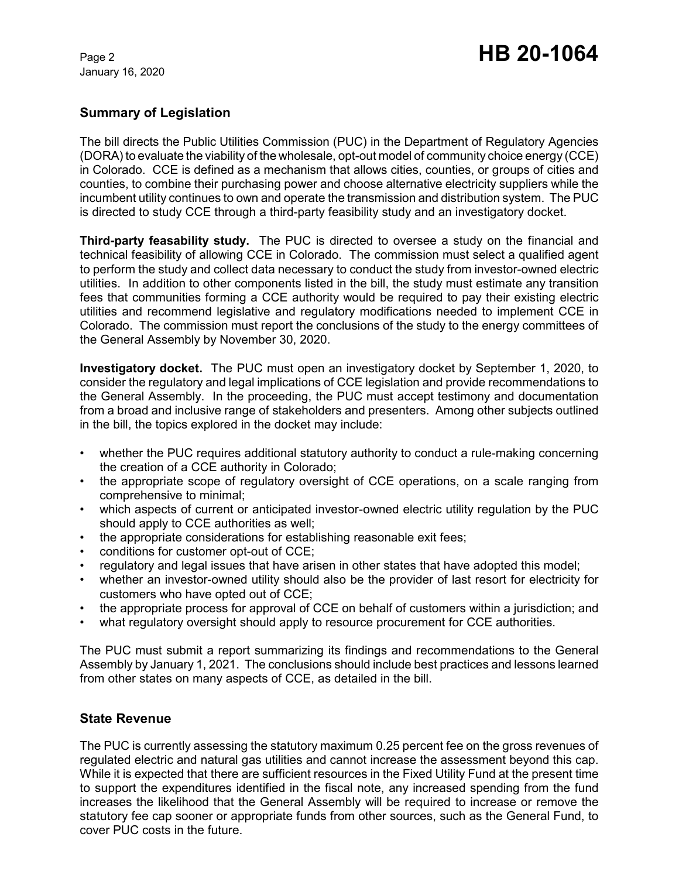## Summary of Legislation

The bill directs the Public Utilities Commission (PUC) in the Department of Regulatory Agencies (DORA) to evaluate the viability of the wholesale, opt-out model of community choice energy (CCE) in Colorado. CCE is defined as a mechanism that allows cities, counties, or groups of cities and counties, to combine their purchasing power and choose alternative electricity suppliers while the incumbent utility continues to own and operate the transmission and distribution system. The PUC is directed to study CCE through a third-party feasibility study and an investigatory docket.

**Third-party feasability study.** The PUC is directed to oversee a study on the financial and technical feasibility of allowing CCE in Colorado. The commission must select a qualified agent to perform the study and collect data necessary to conduct the study from investor-owned electric utilities. In addition to other components listed in the bill, the study must estimate any transition fees that communities forming a CCE authority would be required to pay their existing electric utilities and recommend legislative and regulatory modifications needed to implement CCE in Colorado. The commission must report the conclusions of the study to the energy committees of the General Assembly by November 30, 2020.

**Investigatory docket.** The PUC must open an investigatory docket by September 1, 2020, to consider the regulatory and legal implications of CCE legislation and provide recommendations to the General Assembly. In the proceeding, the PUC must accept testimony and documentation from a broad and inclusive range of stakeholders and presenters. Among other subjects outlined in the bill, the topics explored in the docket may include:

- whether the PUC requires additional statutory authority to conduct a rule-making concerning the creation of a CCE authority in Colorado;
- the appropriate scope of regulatory oversight of CCE operations, on a scale ranging from comprehensive to minimal;
- which aspects of current or anticipated investor-owned electric utility regulation by the PUC should apply to CCE authorities as well;
- the appropriate considerations for establishing reasonable exit fees;
- conditions for customer opt-out of CCE;
- regulatory and legal issues that have arisen in other states that have adopted this model;
- whether an investor-owned utility should also be the provider of last resort for electricity for customers who have opted out of CCE;
- the appropriate process for approval of CCE on behalf of customers within a jurisdiction; and
- what regulatory oversight should apply to resource procurement for CCE authorities.

The PUC must submit a report summarizing its findings and recommendations to the General Assembly by January 1, 2021. The conclusions should include best practices and lessons learned from other states on many aspects of CCE, as detailed in the bill.

## State Revenue

The PUC is currently assessing the statutory maximum 0.25 percent fee on the gross revenues of regulated electric and natural gas utilities and cannot increase the assessment beyond this cap. While it is expected that there are sufficient resources in the Fixed Utility Fund at the present time to support the expenditures identified in the fiscal note, any increased spending from the fund increases the likelihood that the General Assembly will be required to increase or remove the statutory fee cap sooner or appropriate funds from other sources, such as the General Fund, to cover PUC costs in the future.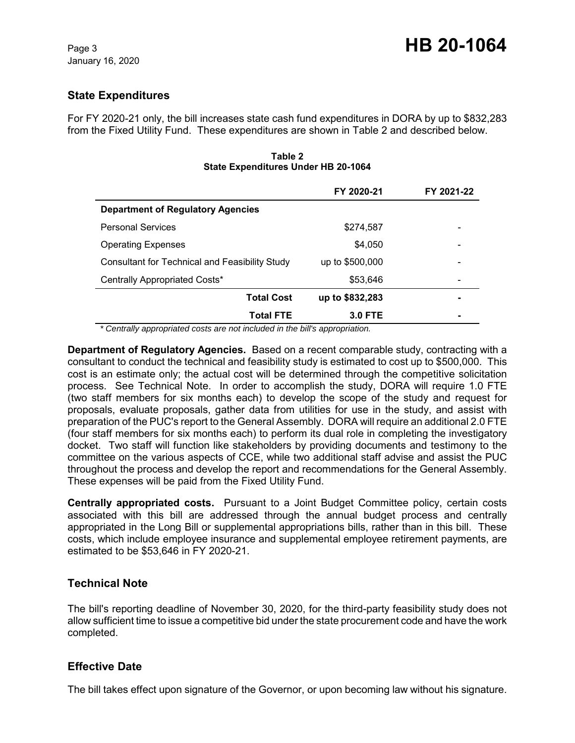## State Expenditures

For FY 2020-21 only, the bill increases state cash fund expenditures in DORA by up to $832,283 from the Fixed Utility Fund. These expenditures are shown in Table 2 and described below.

**Table 2**
**State Expenditures Under HB 20-1064**

| | FY 2020-21 | FY 2021-22 |
|---|---|---|
| **Department of Regulatory Agencies** | | |
| Personal Services | $274,587 | - |
| Operating Expenses | $4,050 | - |
| Consultant for Technical and Feasibility Study | up to $500,000 | - |
| Centrally Appropriated Costs* | $53,646 | - |
| **Total Cost** | **up to $832,283** | **-** |
| **Total FTE** | **3.0 FTE** | **-** |

*\* Centrally appropriated costs are not included in the bill's appropriation.*

**Department of Regulatory Agencies.** Based on a recent comparable study, contracting with a consultant to conduct the technical and feasibility study is estimated to cost up to $500,000. This cost is an estimate only; the actual cost will be determined through the competitive solicitation process. See Technical Note. In order to accomplish the study, DORA will require 1.0 FTE (two staff members for six months each) to develop the scope of the study and request for proposals, evaluate proposals, gather data from utilities for use in the study, and assist with preparation of the PUC's report to the General Assembly. DORA will require an additional 2.0 FTE (four staff members for six months each) to perform its dual role in completing the investigatory docket. Two staff will function like stakeholders by providing documents and testimony to the committee on the various aspects of CCE, while two additional staff advise and assist the PUC throughout the process and develop the report and recommendations for the General Assembly. These expenses will be paid from the Fixed Utility Fund.

**Centrally appropriated costs.** Pursuant to a Joint Budget Committee policy, certain costs associated with this bill are addressed through the annual budget process and centrally appropriated in the Long Bill or supplemental appropriations bills, rather than in this bill. These costs, which include employee insurance and supplemental employee retirement payments, are estimated to be $53,646 in FY 2020-21.

## Technical Note

The bill's reporting deadline of November 30, 2020, for the third-party feasibility study does not allow sufficient time to issue a competitive bid under the state procurement code and have the work completed.

## Effective Date

The bill takes effect upon signature of the Governor, or upon becoming law without his signature.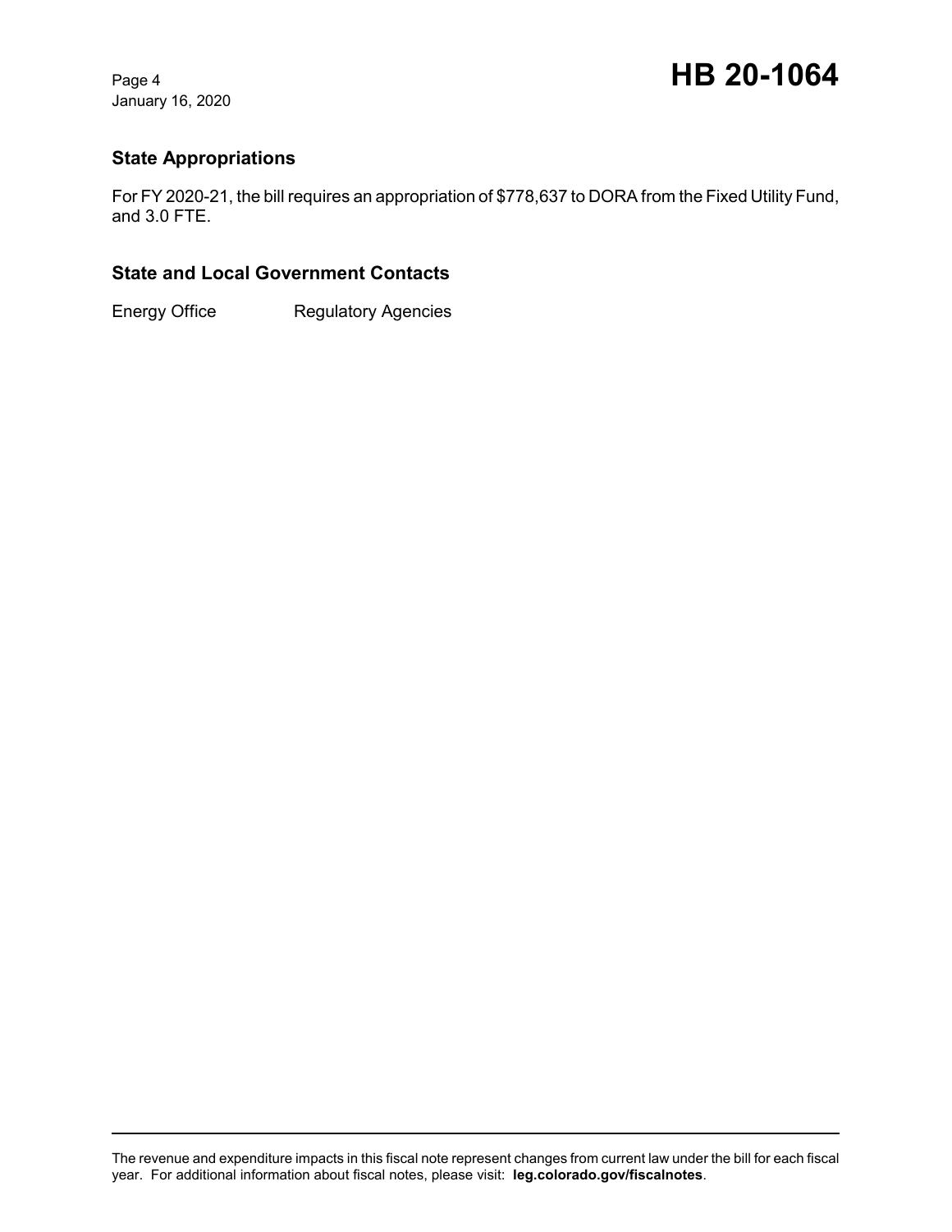## State Appropriations

For FY 2020-21, the bill requires an appropriation of $778,637 to DORA from the Fixed Utility Fund, and 3.0 FTE.

## State and Local Government Contacts

Energy Office Regulatory Agencies

The revenue and expenditure impacts in this fiscal note represent changes from current law under the bill for each fiscal year. For additional information about fiscal notes, please visit: **leg.colorado.gov/fiscalnotes**.